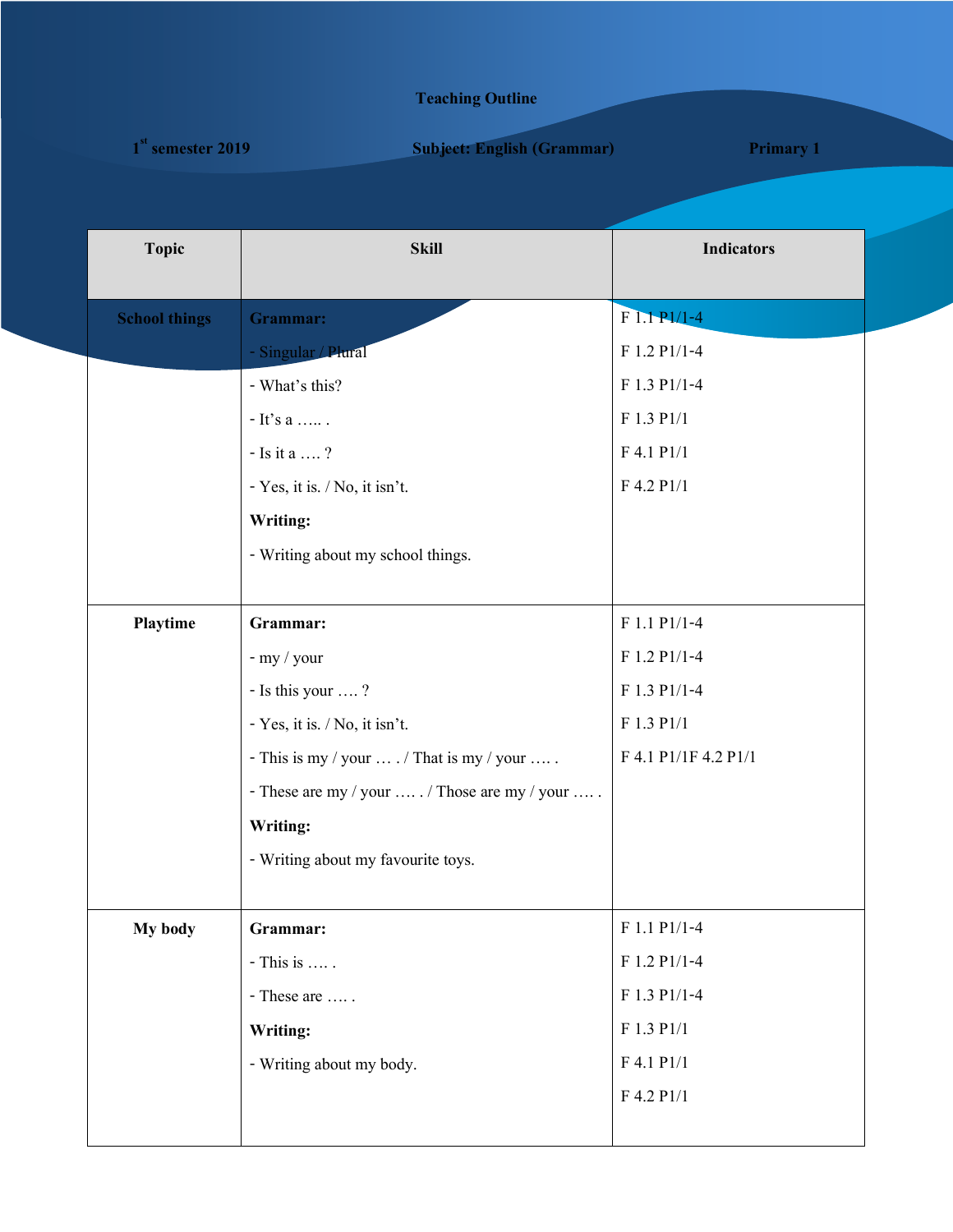# Teaching Outline

**1st semester 2019** | **Subject: English (Grammar)** | **Primary 1**

| Topic | Skill | Indicators |
|---|---|---|
| **School things** | **Grammar:**<br>- Singular / Plural<br>- What's this?<br>- It's a ….. .<br>- Is it a …. ?<br>- Yes, it is. / No, it isn't.<br>**Writing:**<br>- Writing about my school things. | F 1.1 P1/1-4<br>F 1.2 P1/1-4<br>F 1.3 P1/1-4<br>F 1.3 P1/1<br>F 4.1 P1/1<br>F 4.2 P1/1 |
| **Playtime** | **Grammar:**<br>- my / your<br>- Is this your …. ?<br>- Yes, it is. / No, it isn't.<br>- This is my / your … . / That is my / your …. .<br>- These are my / your …. . / Those are my / your …. .<br>**Writing:**<br>- Writing about my favourite toys. | F 1.1 P1/1-4<br>F 1.2 P1/1-4<br>F 1.3 P1/1-4<br>F 1.3 P1/1<br>F 4.1 P1/1F 4.2 P1/1 |
| **My body** | **Grammar:**<br>- This is …. .<br>- These are …. .<br>**Writing:**<br>- Writing about my body. | F 1.1 P1/1-4<br>F 1.2 P1/1-4<br>F 1.3 P1/1-4<br>F 1.3 P1/1<br>F 4.1 P1/1<br>F 4.2 P1/1 |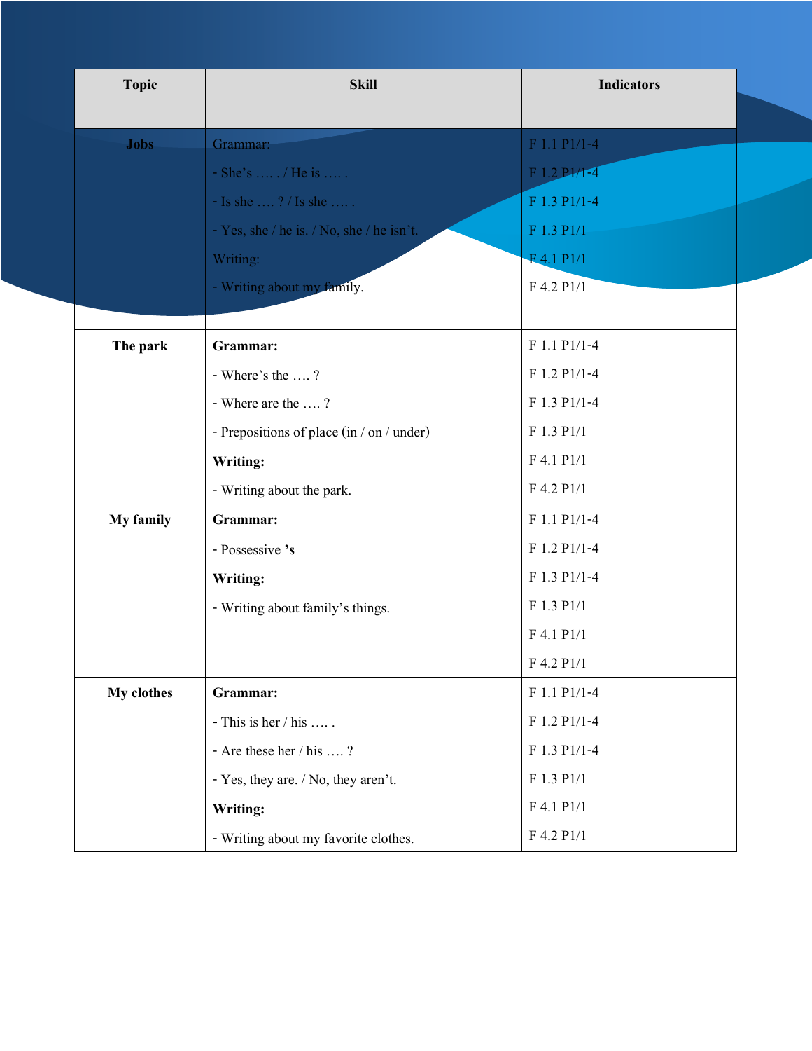| Topic | Skill | Indicators |
|---|---|---|
| **Jobs** | Grammar:<br>- She's …. . / He is …. .<br>- Is she …. ? / Is she …. .<br>- Yes, she / he is. / No, she / he isn't.<br>Writing:<br>- Writing about my family. | F 1.1 P1/1-4<br>F 1.2 P1/1-4<br>F 1.3 P1/1-4<br>F 1.3 P1/1<br>F 4.1 P1/1<br>F 4.2 P1/1 |
| **The park** | **Grammar:**<br>- Where's the …. ?<br>- Where are the …. ?<br>- Prepositions of place (in / on / under)<br>**Writing:**<br>- Writing about the park. | F 1.1 P1/1-4<br>F 1.2 P1/1-4<br>F 1.3 P1/1-4<br>F 1.3 P1/1<br>F 4.1 P1/1<br>F 4.2 P1/1 |
| **My family** | **Grammar:**<br>- Possessive **'s**<br>**Writing:**<br>- Writing about family's things. | F 1.1 P1/1-4<br>F 1.2 P1/1-4<br>F 1.3 P1/1-4<br>F 1.3 P1/1<br>F 4.1 P1/1<br>F 4.2 P1/1 |
| **My clothes** | **Grammar:**<br>- This is her / his …. .<br>- Are these her / his …. ?<br>- Yes, they are. / No, they aren't.<br>**Writing:**<br>- Writing about my favorite clothes. | F 1.1 P1/1-4<br>F 1.2 P1/1-4<br>F 1.3 P1/1-4<br>F 1.3 P1/1<br>F 4.1 P1/1<br>F 4.2 P1/1 |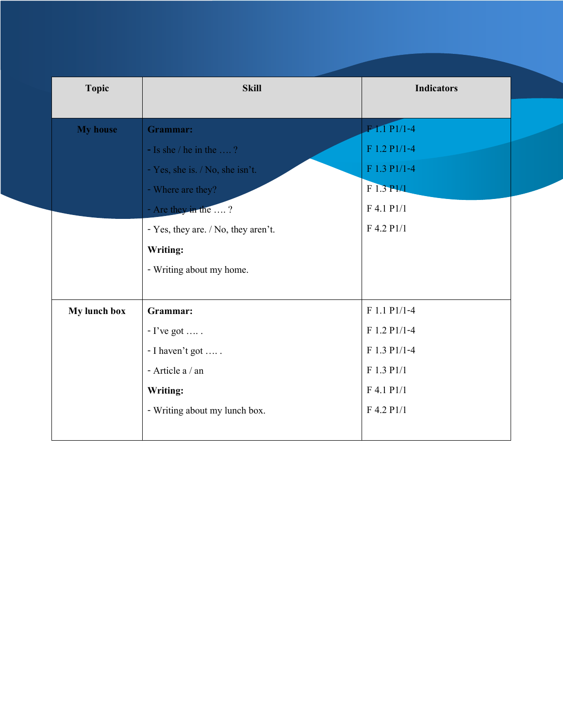| Topic | Skill | Indicators |
| --- | --- | --- |
| **My house** | **Grammar:**<br>- Is she / he in the …. ?<br>- Yes, she is. / No, she isn't.<br>- Where are they?<br>- Are they in the …. ?<br>- Yes, they are. / No, they aren't.<br>**Writing:**<br>- Writing about my home. | F 1.1 P1/1-4<br>F 1.2 P1/1-4<br>F 1.3 P1/1-4<br>F 1.3 P1/1<br>F 4.1 P1/1<br>F 4.2 P1/1 |
| **My lunch box** | **Grammar:**<br>- I've got …. .<br>- I haven't got …. .<br>- Article a / an<br>**Writing:**<br>- Writing about my lunch box. | F 1.1 P1/1-4<br>F 1.2 P1/1-4<br>F 1.3 P1/1-4<br>F 1.3 P1/1<br>F 4.1 P1/1<br>F 4.2 P1/1 |